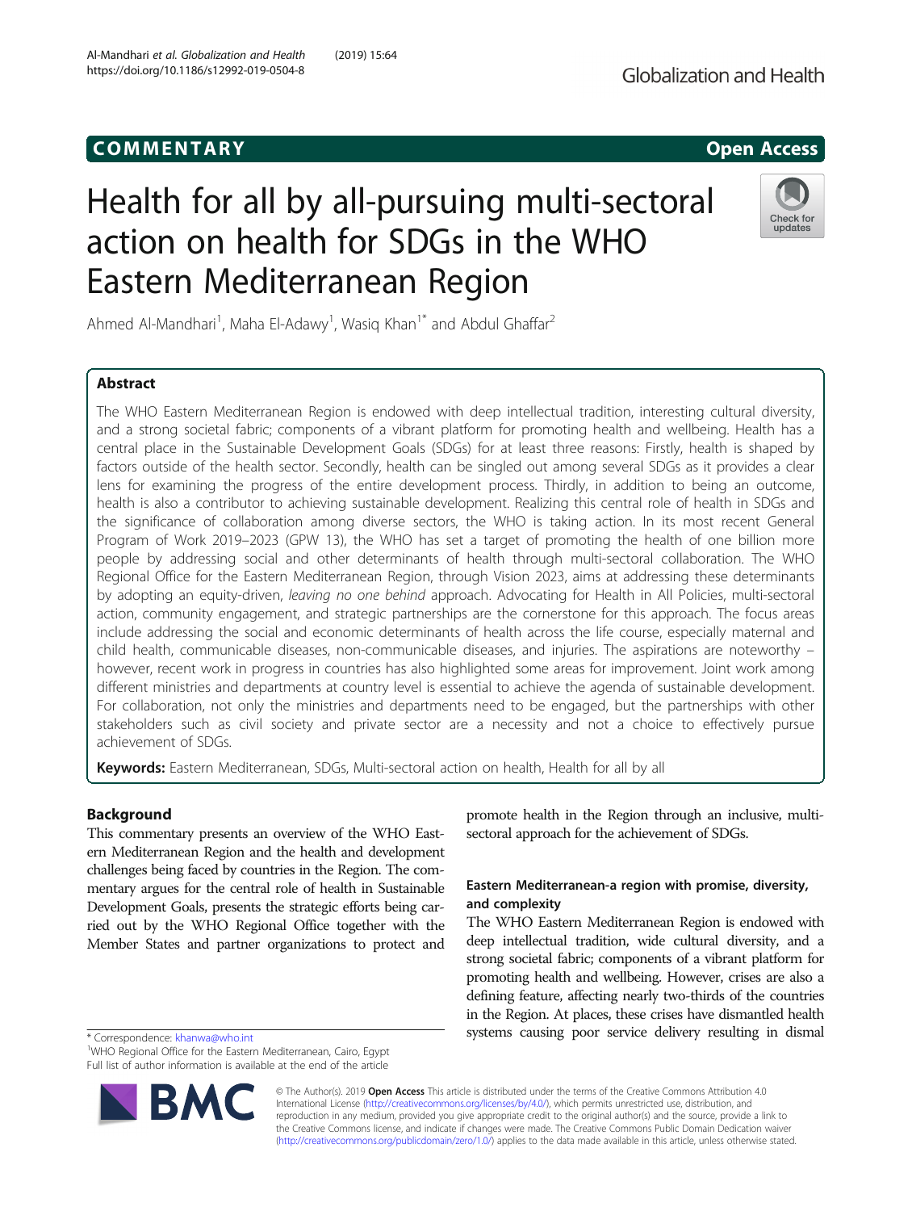COMMENTARY

Open Access

# Health for all by all-pursuing multi-sectoral action on health for SDGs in the WHO Eastern Mediterranean Region

Ahmed Al-Mandhari[1], Maha El-Adawy[1], Wasiq Khan[1*] and Abdul Ghaffar[2]

## Abstract

The WHO Eastern Mediterranean Region is endowed with deep intellectual tradition, interesting cultural diversity, and a strong societal fabric; components of a vibrant platform for promoting health and wellbeing. Health has a central place in the Sustainable Development Goals (SDGs) for at least three reasons: Firstly, health is shaped by factors outside of the health sector. Secondly, health can be singled out among several SDGs as it provides a clear lens for examining the progress of the entire development process. Thirdly, in addition to being an outcome, health is also a contributor to achieving sustainable development. Realizing this central role of health in SDGs and the significance of collaboration among diverse sectors, the WHO is taking action. In its most recent General Program of Work 2019–2023 (GPW 13), the WHO has set a target of promoting the health of one billion more people by addressing social and other determinants of health through multi-sectoral collaboration. The WHO Regional Office for the Eastern Mediterranean Region, through Vision 2023, aims at addressing these determinants by adopting an equity-driven, *leaving no one behind* approach. Advocating for Health in All Policies, multi-sectoral action, community engagement, and strategic partnerships are the cornerstone for this approach. The focus areas include addressing the social and economic determinants of health across the life course, especially maternal and child health, communicable diseases, non-communicable diseases, and injuries. The aspirations are noteworthy – however, recent work in progress in countries has also highlighted some areas for improvement. Joint work among different ministries and departments at country level is essential to achieve the agenda of sustainable development. For collaboration, not only the ministries and departments need to be engaged, but the partnerships with other stakeholders such as civil society and private sector are a necessity and not a choice to effectively pursue achievement of SDGs.

**Keywords:** Eastern Mediterranean, SDGs, Multi-sectoral action on health, Health for all by all

## Background

This commentary presents an overview of the WHO Eastern Mediterranean Region and the health and development challenges being faced by countries in the Region. The commentary argues for the central role of health in Sustainable Development Goals, presents the strategic efforts being carried out by the WHO Regional Office together with the Member States and partner organizations to protect and promote health in the Region through an inclusive, multi-sectoral approach for the achievement of SDGs.

### Eastern Mediterranean-a region with promise, diversity, and complexity

The WHO Eastern Mediterranean Region is endowed with deep intellectual tradition, wide cultural diversity, and a strong societal fabric; components of a vibrant platform for promoting health and wellbeing. However, crises are also a defining feature, affecting nearly two-thirds of the countries in the Region. At places, these crises have dismantled health systems causing poor service delivery resulting in dismal

* Correspondence: khanwa@who.int

[1]WHO Regional Office for the Eastern Mediterranean, Cairo, Egypt

Full list of author information is available at the end of the article

© The Author(s). 2019 **Open Access** This article is distributed under the terms of the Creative Commons Attribution 4.0 International License (http://creativecommons.org/licenses/by/4.0/), which permits unrestricted use, distribution, and reproduction in any medium, provided you give appropriate credit to the original author(s) and the source, provide a link to the Creative Commons license, and indicate if changes were made. The Creative Commons Public Domain Dedication waiver (http://creativecommons.org/publicdomain/zero/1.0/) applies to the data made available in this article, unless otherwise stated.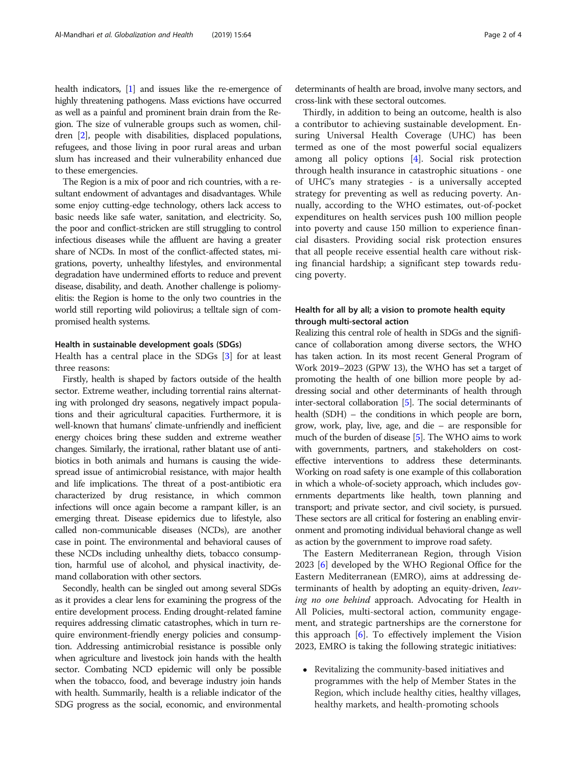health indicators, [1] and issues like the re-emergence of highly threatening pathogens. Mass evictions have occurred as well as a painful and prominent brain drain from the Region. The size of vulnerable groups such as women, children [2], people with disabilities, displaced populations, refugees, and those living in poor rural areas and urban slum has increased and their vulnerability enhanced due to these emergencies.

The Region is a mix of poor and rich countries, with a resultant endowment of advantages and disadvantages. While some enjoy cutting-edge technology, others lack access to basic needs like safe water, sanitation, and electricity. So, the poor and conflict-stricken are still struggling to control infectious diseases while the affluent are having a greater share of NCDs. In most of the conflict-affected states, migrations, poverty, unhealthy lifestyles, and environmental degradation have undermined efforts to reduce and prevent disease, disability, and death. Another challenge is poliomyelitis: the Region is home to the only two countries in the world still reporting wild poliovirus; a telltale sign of compromised health systems.

#### Health in sustainable development goals (SDGs)

Health has a central place in the SDGs [3] for at least three reasons:

Firstly, health is shaped by factors outside of the health sector. Extreme weather, including torrential rains alternating with prolonged dry seasons, negatively impact populations and their agricultural capacities. Furthermore, it is well-known that humans' climate-unfriendly and inefficient energy choices bring these sudden and extreme weather changes. Similarly, the irrational, rather blatant use of antibiotics in both animals and humans is causing the widespread issue of antimicrobial resistance, with major health and life implications. The threat of a post-antibiotic era characterized by drug resistance, in which common infections will once again become a rampant killer, is an emerging threat. Disease epidemics due to lifestyle, also called non-communicable diseases (NCDs), are another case in point. The environmental and behavioral causes of these NCDs including unhealthy diets, tobacco consumption, harmful use of alcohol, and physical inactivity, demand collaboration with other sectors.

Secondly, health can be singled out among several SDGs as it provides a clear lens for examining the progress of the entire development process. Ending drought-related famine requires addressing climatic catastrophes, which in turn require environment-friendly energy policies and consumption. Addressing antimicrobial resistance is possible only when agriculture and livestock join hands with the health sector. Combating NCD epidemic will only be possible when the tobacco, food, and beverage industry join hands with health. Summarily, health is a reliable indicator of the SDG progress as the social, economic, and environmental determinants of health are broad, involve many sectors, and cross-link with these sectoral outcomes.

Thirdly, in addition to being an outcome, health is also a contributor to achieving sustainable development. Ensuring Universal Health Coverage (UHC) has been termed as one of the most powerful social equalizers among all policy options [4]. Social risk protection through health insurance in catastrophic situations - one of UHC's many strategies - is a universally accepted strategy for preventing as well as reducing poverty. Annually, according to the WHO estimates, out-of-pocket expenditures on health services push 100 million people into poverty and cause 150 million to experience financial disasters. Providing social risk protection ensures that all people receive essential health care without risking financial hardship; a significant step towards reducing poverty.

### Health for all by all; a vision to promote health equity through multi-sectoral action

Realizing this central role of health in SDGs and the significance of collaboration among diverse sectors, the WHO has taken action. In its most recent General Program of Work 2019–2023 (GPW 13), the WHO has set a target of promoting the health of one billion more people by addressing social and other determinants of health through inter-sectoral collaboration [5]. The social determinants of health (SDH) – the conditions in which people are born, grow, work, play, live, age, and die – are responsible for much of the burden of disease [5]. The WHO aims to work with governments, partners, and stakeholders on cost-effective interventions to address these determinants. Working on road safety is one example of this collaboration in which a whole-of-society approach, which includes governments departments like health, town planning and transport; and private sector, and civil society, is pursued. These sectors are all critical for fostering an enabling environment and promoting individual behavioral change as well as action by the government to improve road safety.

The Eastern Mediterranean Region, through Vision 2023 [6] developed by the WHO Regional Office for the Eastern Mediterranean (EMRO), aims at addressing determinants of health by adopting an equity-driven, *leaving no one behind* approach. Advocating for Health in All Policies, multi-sectoral action, community engagement, and strategic partnerships are the cornerstone for this approach [6]. To effectively implement the Vision 2023, EMRO is taking the following strategic initiatives:

- Revitalizing the community-based initiatives and programmes with the help of Member States in the Region, which include healthy cities, healthy villages, healthy markets, and health-promoting schools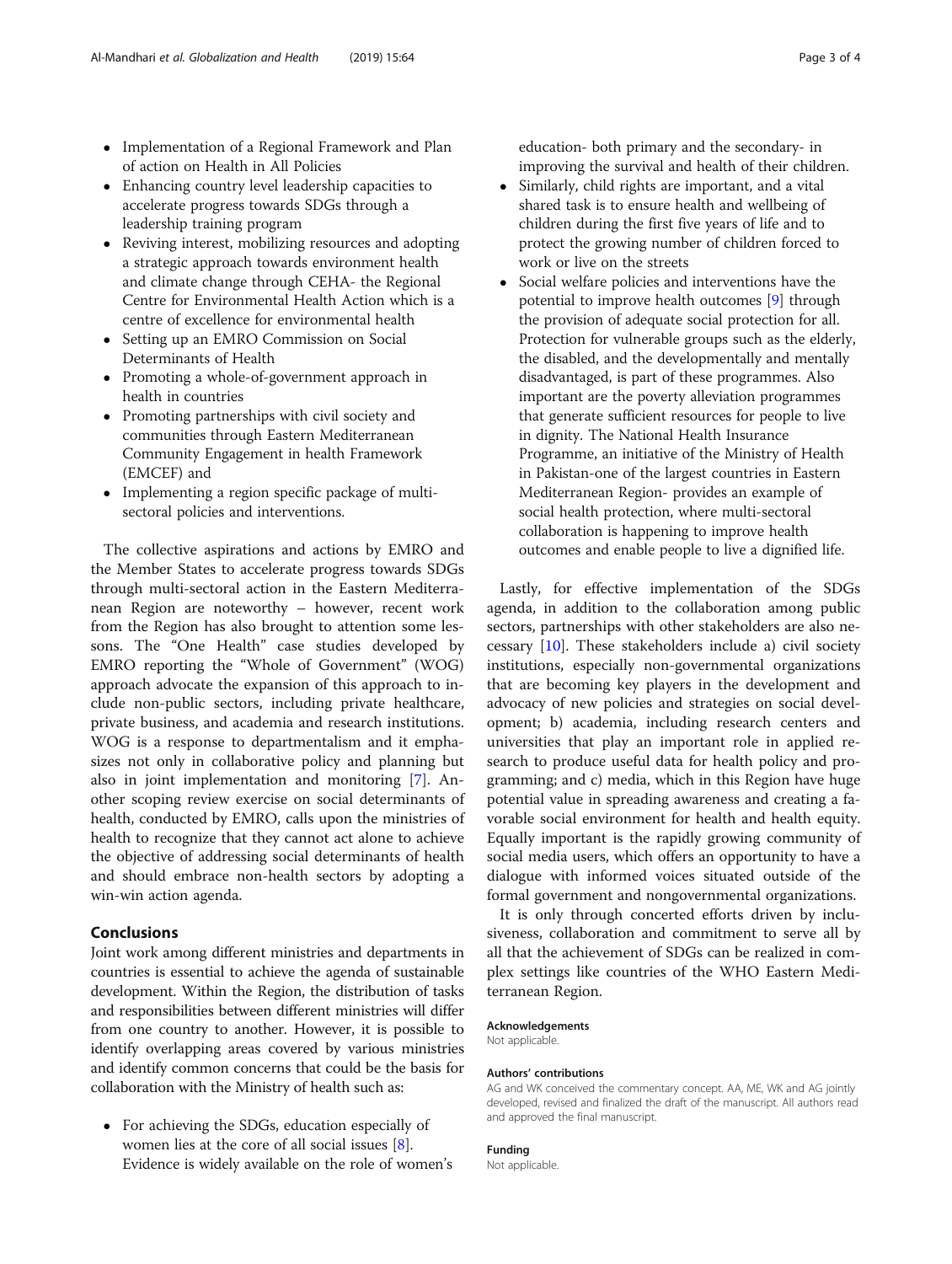- Implementation of a Regional Framework and Plan of action on Health in All Policies
- Enhancing country level leadership capacities to accelerate progress towards SDGs through a leadership training program
- Reviving interest, mobilizing resources and adopting a strategic approach towards environment health and climate change through CEHA- the Regional Centre for Environmental Health Action which is a centre of excellence for environmental health
- Setting up an EMRO Commission on Social Determinants of Health
- Promoting a whole-of-government approach in health in countries
- Promoting partnerships with civil society and communities through Eastern Mediterranean Community Engagement in health Framework (EMCEF) and
- Implementing a region specific package of multi-sectoral policies and interventions.

The collective aspirations and actions by EMRO and the Member States to accelerate progress towards SDGs through multi-sectoral action in the Eastern Mediterranean Region are noteworthy – however, recent work from the Region has also brought to attention some lessons. The "One Health" case studies developed by EMRO reporting the "Whole of Government" (WOG) approach advocate the expansion of this approach to include non-public sectors, including private healthcare, private business, and academia and research institutions. WOG is a response to departmentalism and it emphasizes not only in collaborative policy and planning but also in joint implementation and monitoring [7]. Another scoping review exercise on social determinants of health, conducted by EMRO, calls upon the ministries of health to recognize that they cannot act alone to achieve the objective of addressing social determinants of health and should embrace non-health sectors by adopting a win-win action agenda.

## Conclusions

Joint work among different ministries and departments in countries is essential to achieve the agenda of sustainable development. Within the Region, the distribution of tasks and responsibilities between different ministries will differ from one country to another. However, it is possible to identify overlapping areas covered by various ministries and identify common concerns that could be the basis for collaboration with the Ministry of health such as:

- For achieving the SDGs, education especially of women lies at the core of all social issues [8]. Evidence is widely available on the role of women's education- both primary and the secondary- in improving the survival and health of their children.
- Similarly, child rights are important, and a vital shared task is to ensure health and wellbeing of children during the first five years of life and to protect the growing number of children forced to work or live on the streets
- Social welfare policies and interventions have the potential to improve health outcomes [9] through the provision of adequate social protection for all. Protection for vulnerable groups such as the elderly, the disabled, and the developmentally and mentally disadvantaged, is part of these programmes. Also important are the poverty alleviation programmes that generate sufficient resources for people to live in dignity. The National Health Insurance Programme, an initiative of the Ministry of Health in Pakistan-one of the largest countries in Eastern Mediterranean Region- provides an example of social health protection, where multi-sectoral collaboration is happening to improve health outcomes and enable people to live a dignified life.

Lastly, for effective implementation of the SDGs agenda, in addition to the collaboration among public sectors, partnerships with other stakeholders are also necessary [10]. These stakeholders include a) civil society institutions, especially non-governmental organizations that are becoming key players in the development and advocacy of new policies and strategies on social development; b) academia, including research centers and universities that play an important role in applied research to produce useful data for health policy and programming; and c) media, which in this Region have huge potential value in spreading awareness and creating a favorable social environment for health and health equity. Equally important is the rapidly growing community of social media users, which offers an opportunity to have a dialogue with informed voices situated outside of the formal government and nongovernmental organizations.

It is only through concerted efforts driven by inclusiveness, collaboration and commitment to serve all by all that the achievement of SDGs can be realized in complex settings like countries of the WHO Eastern Mediterranean Region.

#### Acknowledgements

Not applicable.

#### Authors' contributions

AG and WK conceived the commentary concept. AA, ME, WK and AG jointly developed, revised and finalized the draft of the manuscript. All authors read and approved the final manuscript.

#### Funding

Not applicable.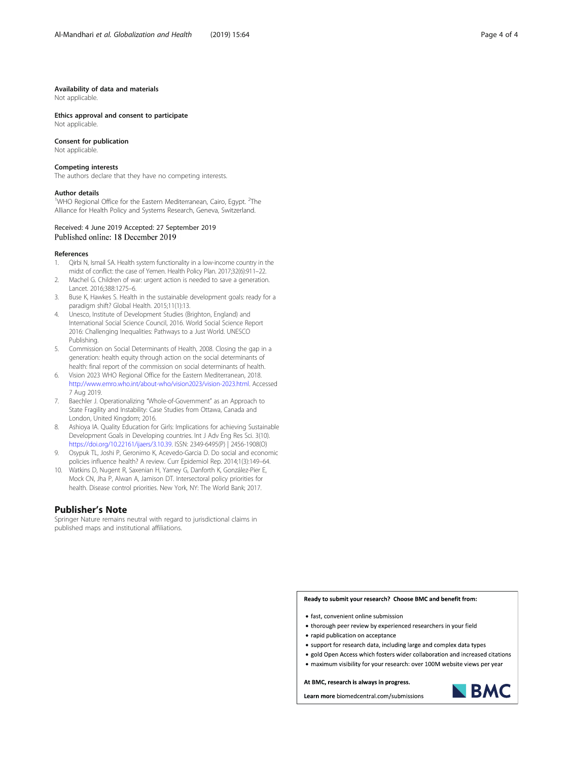### Availability of data and materials

Not applicable.

### Ethics approval and consent to participate

Not applicable.

### Consent for publication

Not applicable.

### Competing interests

The authors declare that they have no competing interests.

### Author details

[1]WHO Regional Office for the Eastern Mediterranean, Cairo, Egypt. [2]The Alliance for Health Policy and Systems Research, Geneva, Switzerland.

Received: 4 June 2019 Accepted: 27 September 2019
Published online: 18 December 2019

### References

1. Qirbi N, Ismail SA. Health system functionality in a low-income country in the midst of conflict: the case of Yemen. Health Policy Plan. 2017;32(6):911–22.
2. Machel G. Children of war: urgent action is needed to save a generation. Lancet. 2016;388:1275–6.
3. Buse K, Hawkes S. Health in the sustainable development goals: ready for a paradigm shift? Global Health. 2015;11(1):13.
4. Unesco, Institute of Development Studies (Brighton, England) and International Social Science Council, 2016. World Social Science Report 2016: Challenging Inequalities: Pathways to a Just World. UNESCO Publishing.
5. Commission on Social Determinants of Health, 2008. Closing the gap in a generation: health equity through action on the social determinants of health: final report of the commission on social determinants of health.
6. Vision 2023 WHO Regional Office for the Eastern Mediterranean, 2018. http://www.emro.who.int/about-who/vision2023/vision-2023.html. Accessed 7 Aug 2019.
7. Baechler J. Operationalizing "Whole-of-Government" as an Approach to State Fragility and Instability: Case Studies from Ottawa, Canada and London, United Kingdom; 2016.
8. Ashioya IA. Quality Education for Girls: Implications for achieving Sustainable Development Goals in Developing countries. Int J Adv Eng Res Sci. 3(10). https://doi.org/10.22161/ijaers/3.10.39. ISSN: 2349-6495(P) | 2456-1908(O)
9. Osypuk TL, Joshi P, Geronimo K, Acevedo-Garcia D. Do social and economic policies influence health? A review. Curr Epidemiol Rep. 2014;1(3):149–64.
10. Watkins D, Nugent R, Saxenian H, Yamey G, Danforth K, González-Pier E, Mock CN, Jha P, Alwan A, Jamison DT. Intersectoral policy priorities for health. Disease control priorities. New York, NY: The World Bank; 2017.

## Publisher's Note

Springer Nature remains neutral with regard to jurisdictional claims in published maps and institutional affiliations.

**Ready to submit your research? Choose BMC and benefit from:**

- fast, convenient online submission
- thorough peer review by experienced researchers in your field
- rapid publication on acceptance
- support for research data, including large and complex data types
- gold Open Access which fosters wider collaboration and increased citations
- maximum visibility for your research: over 100M website views per year

**At BMC, research is always in progress.**

**Learn more** biomedcentral.com/submissions